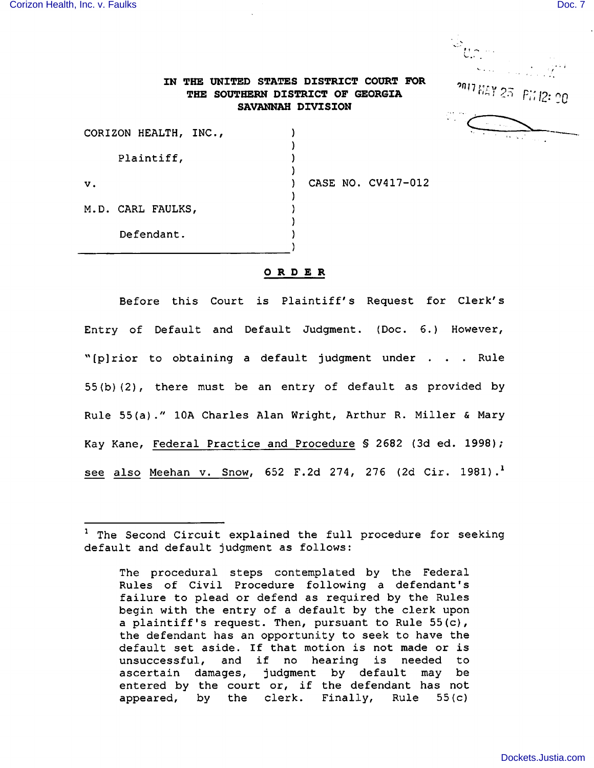IN THE UNITED STATES DISTRICT COURT FOR THE SOUTHERN DISTRICT OF GEORGIA SAVANNAH DIVISION

2017 MAY 25 PM 12:00

CORIZON HEALTH, INC.,

Plaintiff,

v.

M.D. CARL FAULKS,

Defendant.

CASE NO. CV417-012

**O R D E R**

Before this Court is Plaintiff's Request for Clerk's Entry of Default and Default Judgment. (Doc. 6.) However, "[p]rior to obtaining a default judgment under . . . Rule 55(b)(2), there must be an entry of default as provided by Rule 55(a)." 10A Charles Alan Wright, Arthur R. Miller & Mary Kay Kane, Federal Practice and Procedure § 2682 (3d ed. 1998); see also Meehan v. Snow, 652 F.2d 274, 276 (2d Cir. 1981).[1]

---

[1] The Second Circuit explained the full procedure for seeking default and default judgment as follows:

> The procedural steps contemplated by the Federal Rules of Civil Procedure following a defendant's failure to plead or defend as required by the Rules begin with the entry of a default by the clerk upon a plaintiff's request. Then, pursuant to Rule 55(c), the defendant has an opportunity to seek to have the default set aside. If that motion is not made or is unsuccessful, and if no hearing is needed to ascertain damages, judgment by default may be entered by the court or, if the defendant has not appeared, by the clerk. Finally, Rule 55(c)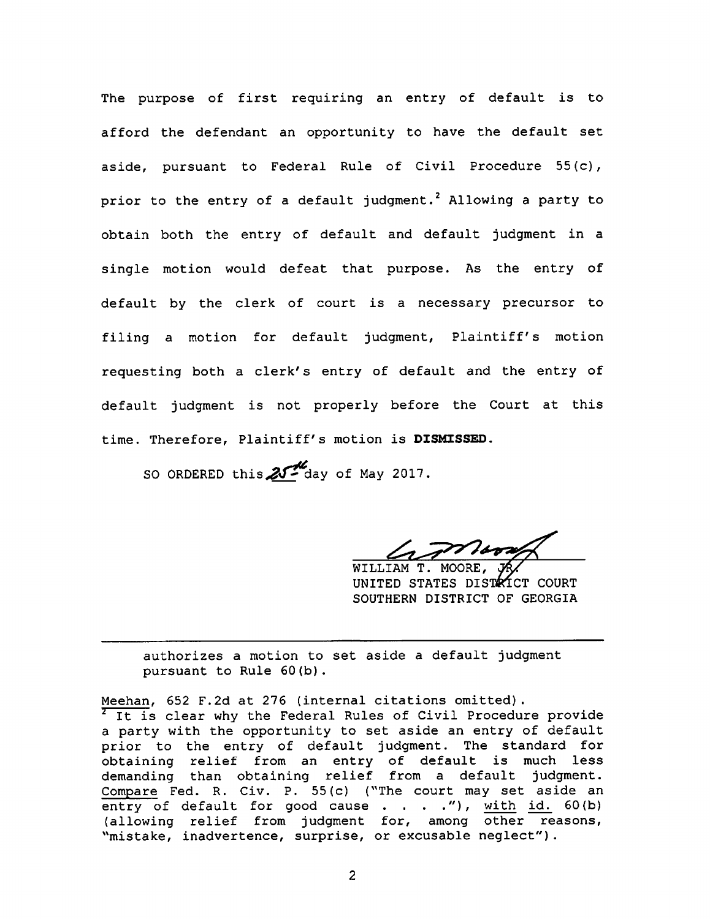The purpose of first requiring an entry of default is to afford the defendant an opportunity to have the default set aside, pursuant to Federal Rule of Civil Procedure 55(c), prior to the entry of a default judgment.[2] Allowing a party to obtain both the entry of default and default judgment in a single motion would defeat that purpose. As the entry of default by the clerk of court is a necessary precursor to filing a motion for default judgment, Plaintiff's motion requesting both a clerk's entry of default and the entry of default judgment is not properly before the Court at this time. Therefore, Plaintiff's motion is **DISMISSED**.

SO ORDERED this 25th day of May 2017.

WILLIAM T. MOORE, JR.
UNITED STATES DISTRICT COURT
SOUTHERN DISTRICT OF GEORGIA

---

> authorizes a motion to set aside a default judgment pursuant to Rule 60(b).

Meehan, 652 F.2d at 276 (internal citations omitted).

[2] It is clear why the Federal Rules of Civil Procedure provide a party with the opportunity to set aside an entry of default prior to the entry of default judgment. The standard for obtaining relief from an entry of default is much less demanding than obtaining relief from a default judgment. Compare Fed. R. Civ. P. 55(c) ("The court may set aside an entry of default for good cause . . . ."), with id. 60(b) (allowing relief from judgment for, among other reasons, "mistake, inadvertence, surprise, or excusable neglect").